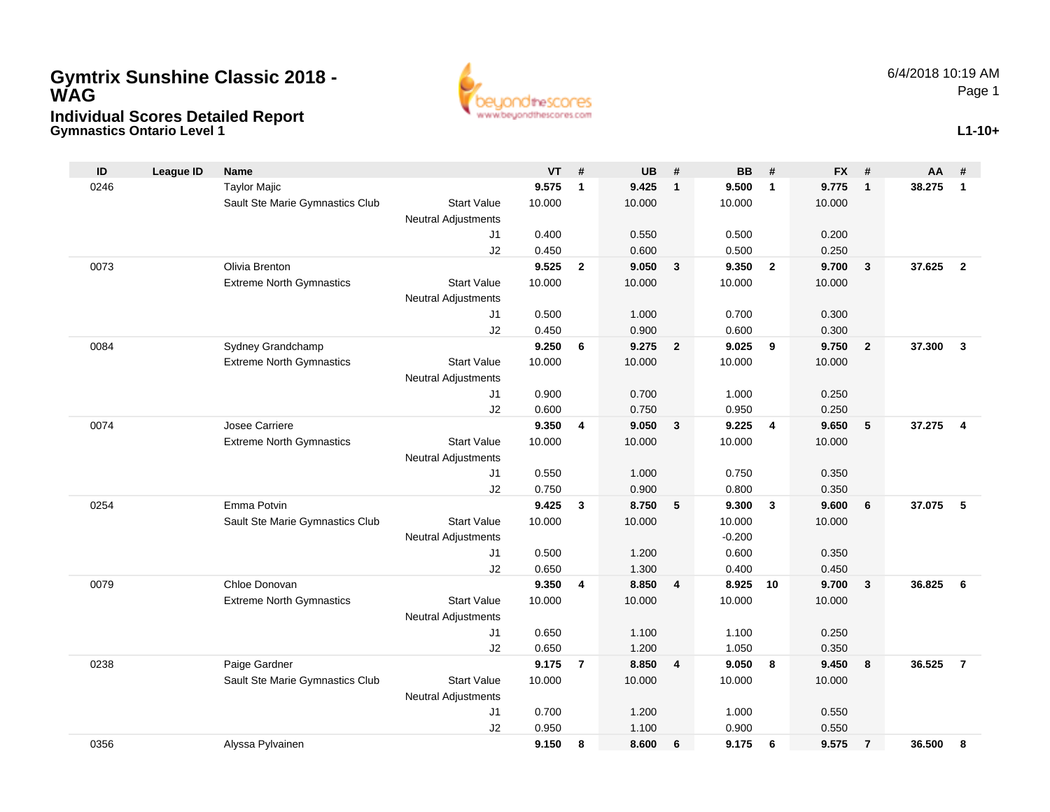# Gymtrix Sunshine Classic 2018 - WAG

## Individual Scores Detailed Report

### Gymnastics Ontario Level 1

6/4/2018 10:19 AM

L1-10+

| ID | League ID | Name | | VT | # | UB | # | BB | # | FX | # | AA | # |
|---|---|---|---|---|---|---|---|---|---|---|---|---|---|
| 0246 | | Taylor Majic | | **9.575** | **1** | **9.425** | **1** | **9.500** | **1** | **9.775** | **1** | **38.275** | **1** |
| | | Sault Ste Marie Gymnastics Club | Start Value | 10.000 | | 10.000 | | 10.000 | | 10.000 | | | |
| | | | Neutral Adjustments | | | | | | | | | | |
| | | | J1 | 0.400 | | 0.550 | | 0.500 | | 0.200 | | | |
| | | | J2 | 0.450 | | 0.600 | | 0.500 | | 0.250 | | | |
| 0073 | | Olivia Brenton | | **9.525** | **2** | **9.050** | **3** | **9.350** | **2** | **9.700** | **3** | **37.625** | **2** |
| | | Extreme North Gymnastics | Start Value | 10.000 | | 10.000 | | 10.000 | | 10.000 | | | |
| | | | Neutral Adjustments | | | | | | | | | | |
| | | | J1 | 0.500 | | 1.000 | | 0.700 | | 0.300 | | | |
| | | | J2 | 0.450 | | 0.900 | | 0.600 | | 0.300 | | | |
| 0084 | | Sydney Grandchamp | | **9.250** | **6** | **9.275** | **2** | **9.025** | **9** | **9.750** | **2** | **37.300** | **3** |
| | | Extreme North Gymnastics | Start Value | 10.000 | | 10.000 | | 10.000 | | 10.000 | | | |
| | | | Neutral Adjustments | | | | | | | | | | |
| | | | J1 | 0.900 | | 0.700 | | 1.000 | | 0.250 | | | |
| | | | J2 | 0.600 | | 0.750 | | 0.950 | | 0.250 | | | |
| 0074 | | Josee Carriere | | **9.350** | **4** | **9.050** | **3** | **9.225** | **4** | **9.650** | **5** | **37.275** | **4** |
| | | Extreme North Gymnastics | Start Value | 10.000 | | 10.000 | | 10.000 | | 10.000 | | | |
| | | | Neutral Adjustments | | | | | | | | | | |
| | | | J1 | 0.550 | | 1.000 | | 0.750 | | 0.350 | | | |
| | | | J2 | 0.750 | | 0.900 | | 0.800 | | 0.350 | | | |
| 0254 | | Emma Potvin | | **9.425** | **3** | **8.750** | **5** | **9.300** | **3** | **9.600** | **6** | **37.075** | **5** |
| | | Sault Ste Marie Gymnastics Club | Start Value | 10.000 | | 10.000 | | 10.000 | | 10.000 | | | |
| | | | Neutral Adjustments | | | | | -0.200 | | | | | |
| | | | J1 | 0.500 | | 1.200 | | 0.600 | | 0.350 | | | |
| | | | J2 | 0.650 | | 1.300 | | 0.400 | | 0.450 | | | |
| 0079 | | Chloe Donovan | | **9.350** | **4** | **8.850** | **4** | **8.925** | **10** | **9.700** | **3** | **36.825** | **6** |
| | | Extreme North Gymnastics | Start Value | 10.000 | | 10.000 | | 10.000 | | 10.000 | | | |
| | | | Neutral Adjustments | | | | | | | | | | |
| | | | J1 | 0.650 | | 1.100 | | 1.100 | | 0.250 | | | |
| | | | J2 | 0.650 | | 1.200 | | 1.050 | | 0.350 | | | |
| 0238 | | Paige Gardner | | **9.175** | **7** | **8.850** | **4** | **9.050** | **8** | **9.450** | **8** | **36.525** | **7** |
| | | Sault Ste Marie Gymnastics Club | Start Value | 10.000 | | 10.000 | | 10.000 | | 10.000 | | | |
| | | | Neutral Adjustments | | | | | | | | | | |
| | | | J1 | 0.700 | | 1.200 | | 1.000 | | 0.550 | | | |
| | | | J2 | 0.950 | | 1.100 | | 0.900 | | 0.550 | | | |
| 0356 | | Alyssa Pylvainen | | **9.150** | **8** | **8.600** | **6** | **9.175** | **6** | **9.575** | **7** | **36.500** | **8** |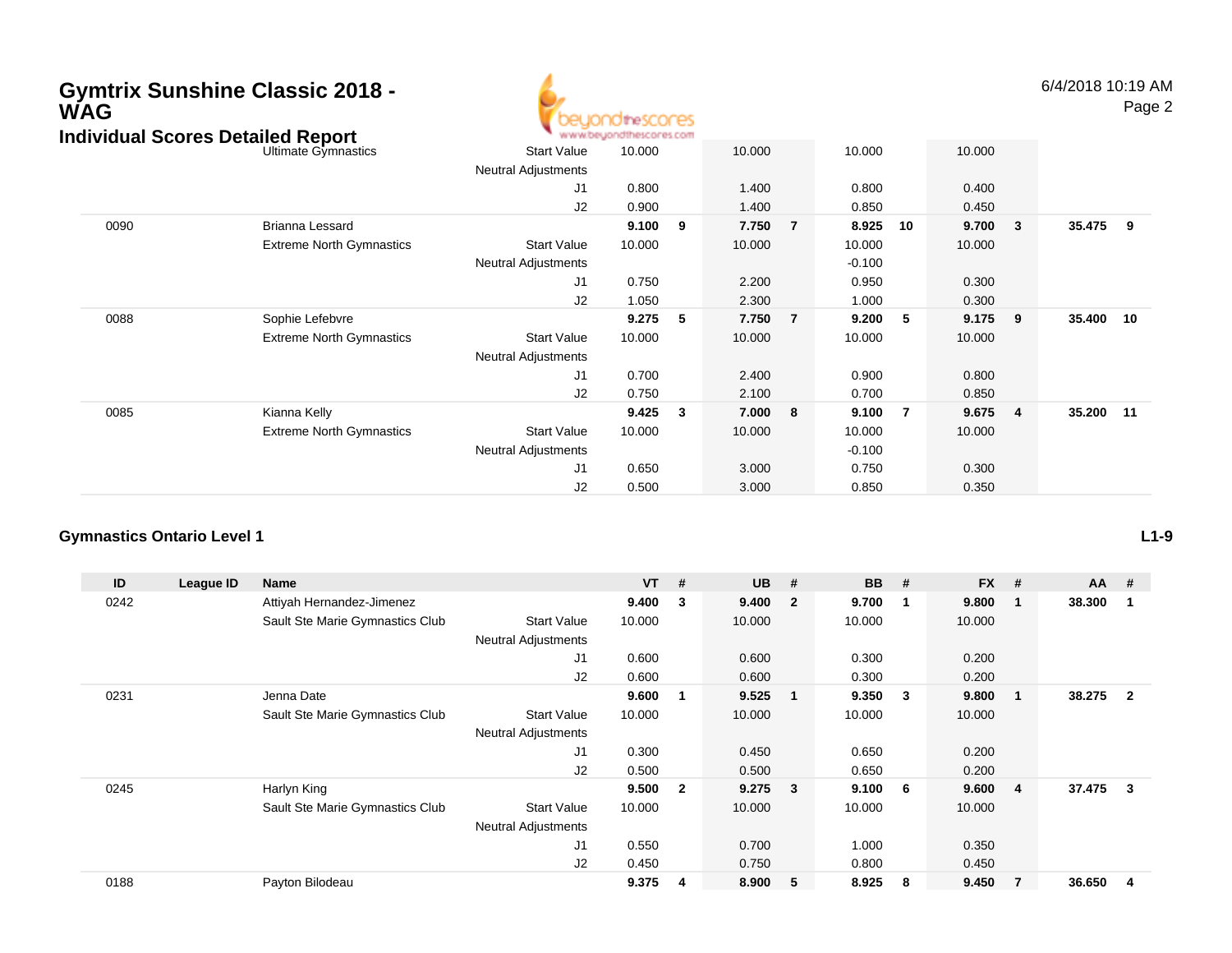# Gymtrix Sunshine Classic 2018 - WAG

## Individual Scores Detailed Report

| ID | League ID | Name | | VT | # | UB | # | BB | # | FX | # | AA | # |
|---|---|---|---|---|---|---|---|---|---|---|---|---|---|
| | | Ultimate Gymnastics | Start Value | 10.000 | | 10.000 | | 10.000 | | 10.000 | | | |
| | | | Neutral Adjustments | | | | | | | | | | |
| | | | J1 | 0.800 | | 1.400 | | 0.800 | | 0.400 | | | |
| | | | J2 | 0.900 | | 1.400 | | 0.850 | | 0.450 | | | |
| 0090 | | Brianna Lessard | | **9.100** | **9** | **7.750** | **7** | **8.925** | **10** | **9.700** | **3** | **35.475** | **9** |
| | | Extreme North Gymnastics | Start Value | 10.000 | | 10.000 | | 10.000 | | 10.000 | | | |
| | | | Neutral Adjustments | | | | | -0.100 | | | | | |
| | | | J1 | 0.750 | | 2.200 | | 0.950 | | 0.300 | | | |
| | | | J2 | 1.050 | | 2.300 | | 1.000 | | 0.300 | | | |
| 0088 | | Sophie Lefebvre | | **9.275** | **5** | **7.750** | **7** | **9.200** | **5** | **9.175** | **9** | **35.400** | **10** |
| | | Extreme North Gymnastics | Start Value | 10.000 | | 10.000 | | 10.000 | | 10.000 | | | |
| | | | Neutral Adjustments | | | | | | | | | | |
| | | | J1 | 0.700 | | 2.400 | | 0.900 | | 0.800 | | | |
| | | | J2 | 0.750 | | 2.100 | | 0.700 | | 0.850 | | | |
| 0085 | | Kianna Kelly | | **9.425** | **3** | **7.000** | **8** | **9.100** | **7** | **9.675** | **4** | **35.200** | **11** |
| | | Extreme North Gymnastics | Start Value | 10.000 | | 10.000 | | 10.000 | | 10.000 | | | |
| | | | Neutral Adjustments | | | | | -0.100 | | | | | |
| | | | J1 | 0.650 | | 3.000 | | 0.750 | | 0.300 | | | |
| | | | J2 | 0.500 | | 3.000 | | 0.850 | | 0.350 | | | |

### Gymnastics Ontario Level 1

L1-9

| ID | League ID | Name | | VT | # | UB | # | BB | # | FX | # | AA | # |
|---|---|---|---|---|---|---|---|---|---|---|---|---|---|
| 0242 | | Attiyah Hernandez-Jimenez | | **9.400** | **3** | **9.400** | **2** | **9.700** | **1** | **9.800** | **1** | **38.300** | **1** |
| | | Sault Ste Marie Gymnastics Club | Start Value | 10.000 | | 10.000 | | 10.000 | | 10.000 | | | |
| | | | Neutral Adjustments | | | | | | | | | | |
| | | | J1 | 0.600 | | 0.600 | | 0.300 | | 0.200 | | | |
| | | | J2 | 0.600 | | 0.600 | | 0.300 | | 0.200 | | | |
| 0231 | | Jenna Date | | **9.600** | **1** | **9.525** | **1** | **9.350** | **3** | **9.800** | **1** | **38.275** | **2** |
| | | Sault Ste Marie Gymnastics Club | Start Value | 10.000 | | 10.000 | | 10.000 | | 10.000 | | | |
| | | | Neutral Adjustments | | | | | | | | | | |
| | | | J1 | 0.300 | | 0.450 | | 0.650 | | 0.200 | | | |
| | | | J2 | 0.500 | | 0.500 | | 0.650 | | 0.200 | | | |
| 0245 | | Harlyn King | | **9.500** | **2** | **9.275** | **3** | **9.100** | **6** | **9.600** | **4** | **37.475** | **3** |
| | | Sault Ste Marie Gymnastics Club | Start Value | 10.000 | | 10.000 | | 10.000 | | 10.000 | | | |
| | | | Neutral Adjustments | | | | | | | | | | |
| | | | J1 | 0.550 | | 0.700 | | 1.000 | | 0.350 | | | |
| | | | J2 | 0.450 | | 0.750 | | 0.800 | | 0.450 | | | |
| 0188 | | Payton Bilodeau | | **9.375** | **4** | **8.900** | **5** | **8.925** | **8** | **9.450** | **7** | **36.650** | **4** |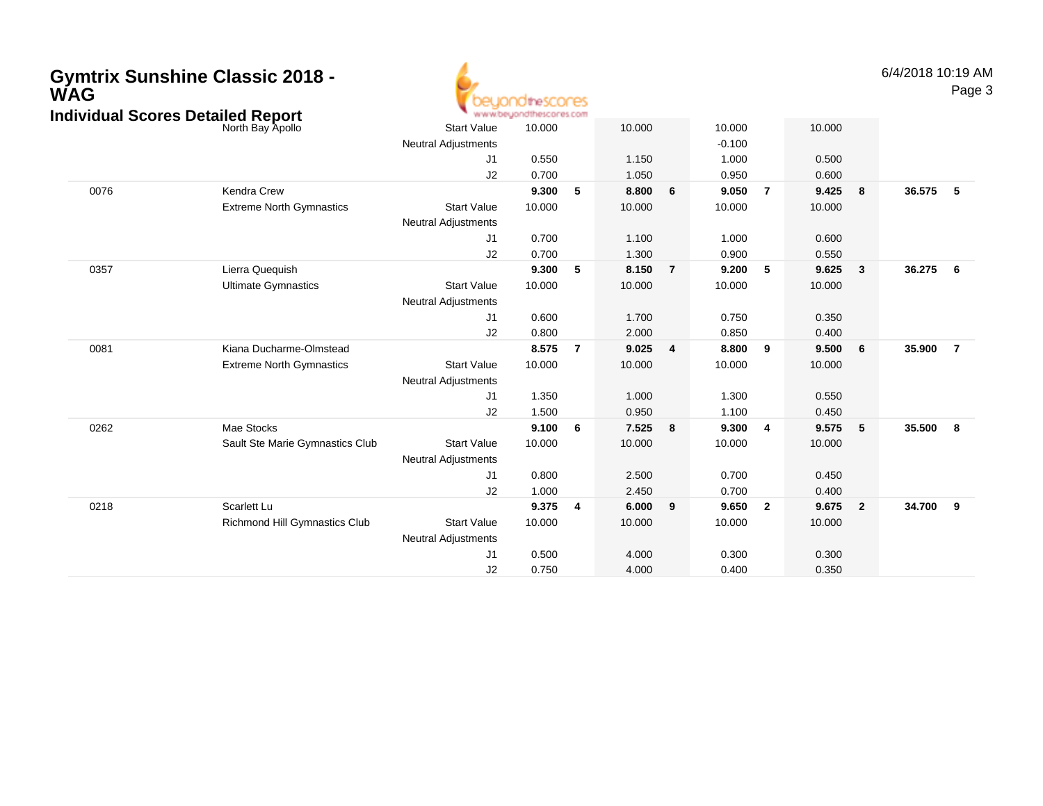# Gymtrix Sunshine Classic 2018 - WAG

## Individual Scores Detailed Report

| | | | | | | | | | | | | |
|---|---|---|---|---|---|---|---|---|---|---|---|---|
| | North Bay Apollo | Start Value | 10.000 | | 10.000 | | 10.000 | | 10.000 | | | |
| | | Neutral Adjustments | | | | | -0.100 | | | | | |
| | | J1 | 0.550 | | 1.150 | | 1.000 | | 0.500 | | | |
| | | J2 | 0.700 | | 1.050 | | 0.950 | | 0.600 | | | |
| 0076 | Kendra Crew | | **9.300** | **5** | **8.800** | **6** | **9.050** | **7** | **9.425** | **8** | **36.575** | **5** |
| | Extreme North Gymnastics | Start Value | 10.000 | | 10.000 | | 10.000 | | 10.000 | | | |
| | | Neutral Adjustments | | | | | | | | | | |
| | | J1 | 0.700 | | 1.100 | | 1.000 | | 0.600 | | | |
| | | J2 | 0.700 | | 1.300 | | 0.900 | | 0.550 | | | |
| 0357 | Lierra Quequish | | **9.300** | **5** | **8.150** | **7** | **9.200** | **5** | **9.625** | **3** | **36.275** | **6** |
| | Ultimate Gymnastics | Start Value | 10.000 | | 10.000 | | 10.000 | | 10.000 | | | |
| | | Neutral Adjustments | | | | | | | | | | |
| | | J1 | 0.600 | | 1.700 | | 0.750 | | 0.350 | | | |
| | | J2 | 0.800 | | 2.000 | | 0.850 | | 0.400 | | | |
| 0081 | Kiana Ducharme-Olmstead | | **8.575** | **7** | **9.025** | **4** | **8.800** | **9** | **9.500** | **6** | **35.900** | **7** |
| | Extreme North Gymnastics | Start Value | 10.000 | | 10.000 | | 10.000 | | 10.000 | | | |
| | | Neutral Adjustments | | | | | | | | | | |
| | | J1 | 1.350 | | 1.000 | | 1.300 | | 0.550 | | | |
| | | J2 | 1.500 | | 0.950 | | 1.100 | | 0.450 | | | |
| 0262 | Mae Stocks | | **9.100** | **6** | **7.525** | **8** | **9.300** | **4** | **9.575** | **5** | **35.500** | **8** |
| | Sault Ste Marie Gymnastics Club | Start Value | 10.000 | | 10.000 | | 10.000 | | 10.000 | | | |
| | | Neutral Adjustments | | | | | | | | | | |
| | | J1 | 0.800 | | 2.500 | | 0.700 | | 0.450 | | | |
| | | J2 | 1.000 | | 2.450 | | 0.700 | | 0.400 | | | |
| 0218 | Scarlett Lu | | **9.375** | **4** | **6.000** | **9** | **9.650** | **2** | **9.675** | **2** | **34.700** | **9** |
| | Richmond Hill Gymnastics Club | Start Value | 10.000 | | 10.000 | | 10.000 | | 10.000 | | | |
| | | Neutral Adjustments | | | | | | | | | | |
| | | J1 | 0.500 | | 4.000 | | 0.300 | | 0.300 | | | |
| | | J2 | 0.750 | | 4.000 | | 0.400 | | 0.350 | | | |